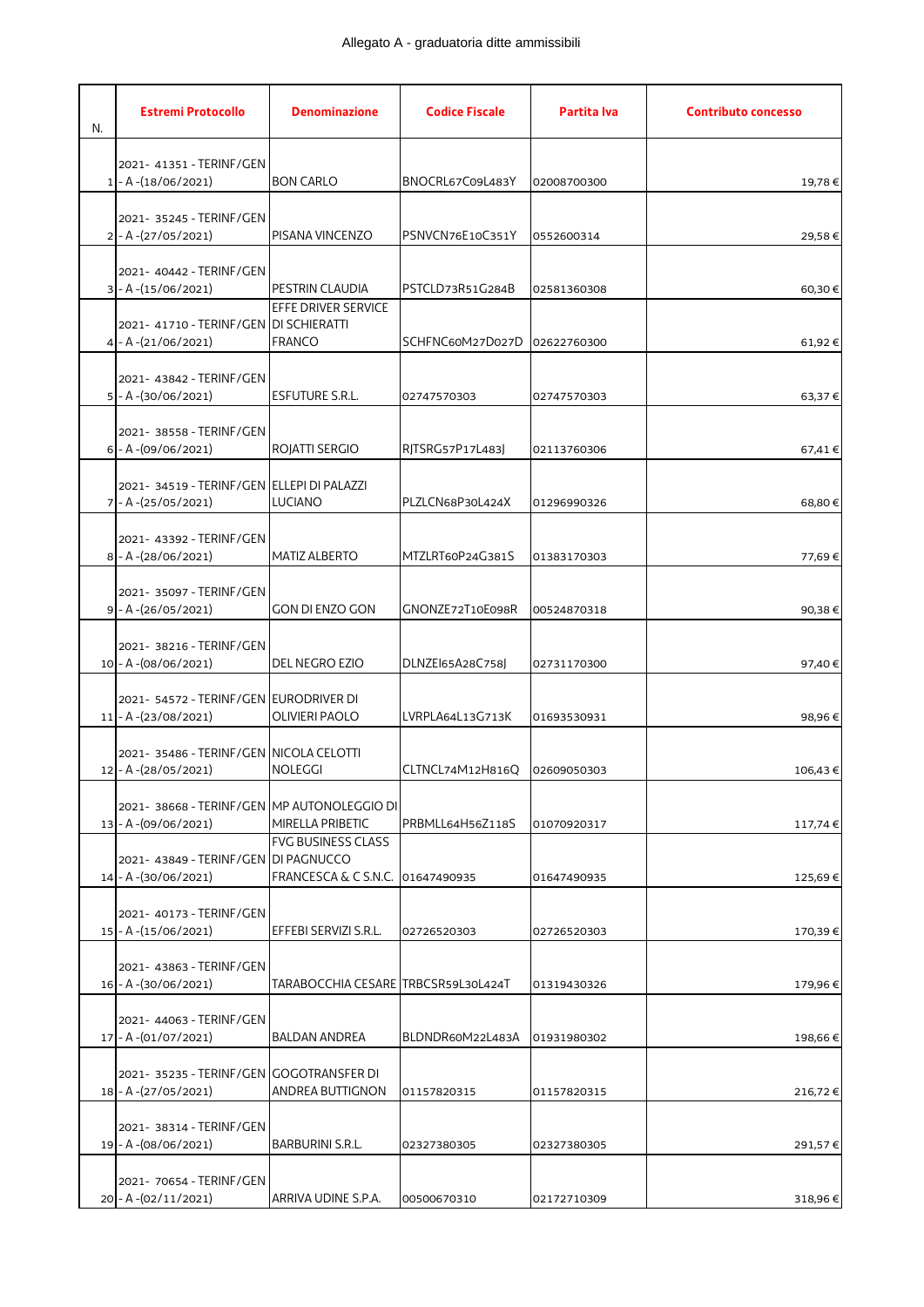Allegato A - graduatoria ditte ammissibili

| N. | Estremi Protocollo | Denominazione | Codice Fiscale | Partita Iva | Contributo concesso |
|---|---|---|---|---|---|
| 1 | 2021- 41351 - TERINF/GEN - A -(18/06/2021) | BON CARLO | BNOCRL67C09L483Y | 02008700300 | 19,78 € |
| 2 | 2021- 35245 - TERINF/GEN - A -(27/05/2021) | PISANA VINCENZO | PSNVCN76E10C351Y | 0552600314 | 29,58 € |
| 3 | 2021- 40442 - TERINF/GEN - A -(15/06/2021) | PESTRIN CLAUDIA | PSTCLD73R51G284B | 02581360308 | 60,30 € |
| 4 | 2021- 41710 - TERINF/GEN - A -(21/06/2021) | EFFE DRIVER SERVICE DI SCHIERATTI FRANCO | SCHFNC60M27D027D | 02622760300 | 61,92 € |
| 5 | 2021- 43842 - TERINF/GEN - A -(30/06/2021) | ESFUTURE S.R.L. | 02747570303 | 02747570303 | 63,37 € |
| 6 | 2021- 38558 - TERINF/GEN - A -(09/06/2021) | ROJATTI SERGIO | RJTSRG57P17L483J | 02113760306 | 67,41 € |
| 7 | 2021- 34519 - TERINF/GEN - A -(25/05/2021) | ELLEPI DI PALAZZI LUCIANO | PLZLCN68P30L424X | 01296990326 | 68,80 € |
| 8 | 2021- 43392 - TERINF/GEN - A -(28/06/2021) | MATIZ ALBERTO | MTZLRT60P24G381S | 01383170303 | 77,69 € |
| 9 | 2021- 35097 - TERINF/GEN - A -(26/05/2021) | GON DI ENZO GON | GNONZE72T10E098R | 00524870318 | 90,38 € |
| 10 | 2021- 38216 - TERINF/GEN - A -(08/06/2021) | DEL NEGRO EZIO | DLNZEI65A28C758J | 02731170300 | 97,40 € |
| 11 | 2021- 54572 - TERINF/GEN - A -(23/08/2021) | EURODRIVER DI OLIVIERI PAOLO | LVRPLA64L13G713K | 01693530931 | 98,96 € |
| 12 | 2021- 35486 - TERINF/GEN - A -(28/05/2021) | NICOLA CELOTTI NOLEGGI | CLTNCL74M12H816Q | 02609050303 | 106,43 € |
| 13 | 2021- 38668 - TERINF/GEN - A -(09/06/2021) | MP AUTONOLEGGIO DI MIRELLA PRIBETIC | PRBMLL64H56Z118S | 01070920317 | 117,74 € |
| 14 | 2021- 43849 - TERINF/GEN - A -(30/06/2021) | FVG BUSINESS CLASS DI PAGNUCCO FRANCESCA & C S.N.C. | 01647490935 | 01647490935 | 125,69 € |
| 15 | 2021- 40173 - TERINF/GEN - A -(15/06/2021) | EFFEBI SERVIZI S.R.L. | 02726520303 | 02726520303 | 170,39 € |
| 16 | 2021- 43863 - TERINF/GEN - A -(30/06/2021) | TARABOCCHIA CESARE | TRBCSR59L30L424T | 01319430326 | 179,96 € |
| 17 | 2021- 44063 - TERINF/GEN - A -(01/07/2021) | BALDAN ANDREA | BLDNDR60M22L483A | 01931980302 | 198,66 € |
| 18 | 2021- 35235 - TERINF/GEN - A -(27/05/2021) | GOGOTRANSFER DI ANDREA BUTTIGNON | 01157820315 | 01157820315 | 216,72 € |
| 19 | 2021- 38314 - TERINF/GEN - A -(08/06/2021) | BARBURINI S.R.L. | 02327380305 | 02327380305 | 291,57 € |
| 20 | 2021- 70654 - TERINF/GEN - A -(02/11/2021) | ARRIVA UDINE S.P.A. | 00500670310 | 02172710309 | 318,96 € |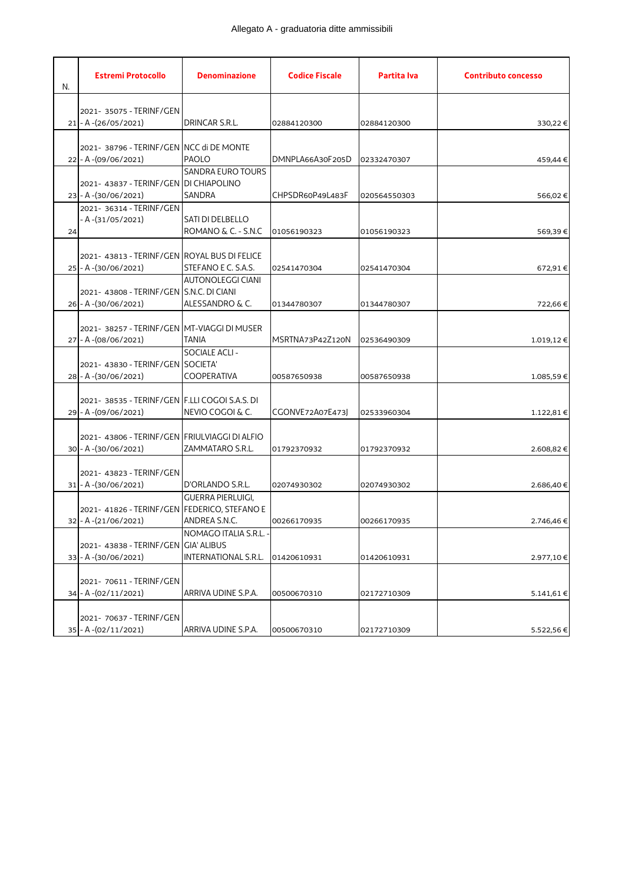Allegato A - graduatoria ditte ammissibili

| N. | Estremi Protocollo | Denominazione | Codice Fiscale | Partita Iva | Contributo concesso |
|---|---|---|---|---|---|
| 21 | 2021- 35075 - TERINF/GEN - A -(26/05/2021) | DRINCAR S.R.L. | 02884120300 | 02884120300 | 330,22 € |
| 22 | 2021- 38796 - TERINF/GEN - A -(09/06/2021) | NCC di DE MONTE PAOLO | DMNPLA66A30F205D | 02332470307 | 459,44 € |
| 23 | 2021- 43837 - TERINF/GEN - A -(30/06/2021) | SANDRA EURO TOURS DI CHIAPOLINO SANDRA | CHPSDR60P49L483F | 020564550303 | 566,02 € |
| 24 | 2021- 36314 - TERINF/GEN - A -(31/05/2021) | SATI DI DELBELLO ROMANO & C. - S.N.C | 01056190323 | 01056190323 | 569,39 € |
| 25 | 2021- 43813 - TERINF/GEN - A -(30/06/2021) | ROYAL BUS DI FELICE STEFANO E C. S.A.S. | 02541470304 | 02541470304 | 672,91 € |
| 26 | 2021- 43808 - TERINF/GEN - A -(30/06/2021) | AUTONOLEGGI CIANI S.N.C. DI CIANI ALESSANDRO & C. | 01344780307 | 01344780307 | 722,66 € |
| 27 | 2021- 38257 - TERINF/GEN - A -(08/06/2021) | MT-VIAGGI DI MUSER TANIA | MSRTNA73P42Z120N | 02536490309 | 1.019,12 € |
| 28 | 2021- 43830 - TERINF/GEN - A -(30/06/2021) | SOCIALE ACLI - SOCIETA' COOPERATIVA | 00587650938 | 00587650938 | 1.085,59 € |
| 29 | 2021- 38535 - TERINF/GEN - A -(09/06/2021) | F.LLI COGOI S.A.S. DI NEVIO COGOI & C. | CGONVE72A07E473J | 02533960304 | 1.122,81 € |
| 30 | 2021- 43806 - TERINF/GEN - A -(30/06/2021) | FRIULVIAGGI DI ALFIO ZAMMATARO S.R.L. | 01792370932 | 01792370932 | 2.608,82 € |
| 31 | 2021- 43823 - TERINF/GEN - A -(30/06/2021) | D'ORLANDO S.R.L. | 02074930302 | 02074930302 | 2.686,40 € |
| 32 | 2021- 41826 - TERINF/GEN - A -(21/06/2021) | GUERRA PIERLUIGI, FEDERICO, STEFANO E ANDREA S.N.C. | 00266170935 | 00266170935 | 2.746,46 € |
| 33 | 2021- 43838 - TERINF/GEN - A -(30/06/2021) | NOMAGO ITALIA S.R.L. - GIA' ALIBUS INTERNATIONAL S.R.L. | 01420610931 | 01420610931 | 2.977,10 € |
| 34 | 2021- 70611 - TERINF/GEN - A -(02/11/2021) | ARRIVA UDINE S.P.A. | 00500670310 | 02172710309 | 5.141,61 € |
| 35 | 2021- 70637 - TERINF/GEN - A -(02/11/2021) | ARRIVA UDINE S.P.A. | 00500670310 | 02172710309 | 5.522,56 € |